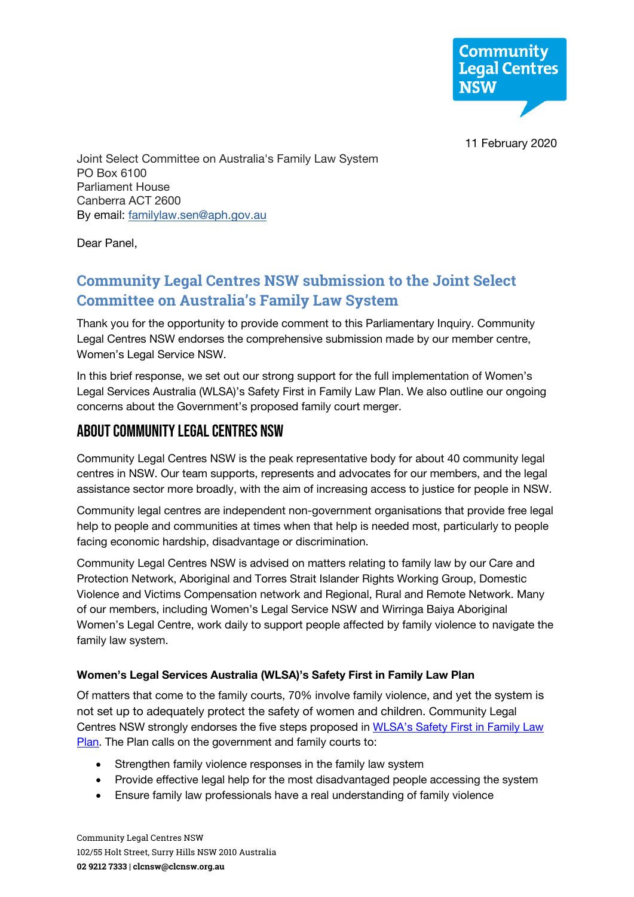Community Legal Centres NSW

11 February 2020

Joint Select Committee on Australia's Family Law System
PO Box 6100
Parliament House
Canberra ACT 2600
By email: [familylaw.sen@aph.gov.au](mailto:familylaw.sen@aph.gov.au)

Dear Panel,

# Community Legal Centres NSW submission to the Joint Select Committee on Australia's Family Law System

Thank you for the opportunity to provide comment to this Parliamentary Inquiry. Community Legal Centres NSW endorses the comprehensive submission made by our member centre, Women's Legal Service NSW.

In this brief response, we set out our strong support for the full implementation of Women's Legal Services Australia (WLSA)'s Safety First in Family Law Plan. We also outline our ongoing concerns about the Government's proposed family court merger.

## About Community Legal Centres NSW

Community Legal Centres NSW is the peak representative body for about 40 community legal centres in NSW. Our team supports, represents and advocates for our members, and the legal assistance sector more broadly, with the aim of increasing access to justice for people in NSW.

Community legal centres are independent non-government organisations that provide free legal help to people and communities at times when that help is needed most, particularly to people facing economic hardship, disadvantage or discrimination.

Community Legal Centres NSW is advised on matters relating to family law by our Care and Protection Network, Aboriginal and Torres Strait Islander Rights Working Group, Domestic Violence and Victims Compensation network and Regional, Rural and Remote Network. Many of our members, including Women's Legal Service NSW and Wirringa Baiya Aboriginal Women's Legal Centre, work daily to support people affected by family violence to navigate the family law system.

### Women's Legal Services Australia (WLSA)'s Safety First in Family Law Plan

Of matters that come to the family courts, 70% involve family violence, and yet the system is not set up to adequately protect the safety of women and children. Community Legal Centres NSW strongly endorses the five steps proposed in WLSA's Safety First in Family Law Plan. The Plan calls on the government and family courts to:

- Strengthen family violence responses in the family law system
- Provide effective legal help for the most disadvantaged people accessing the system
- Ensure family law professionals have a real understanding of family violence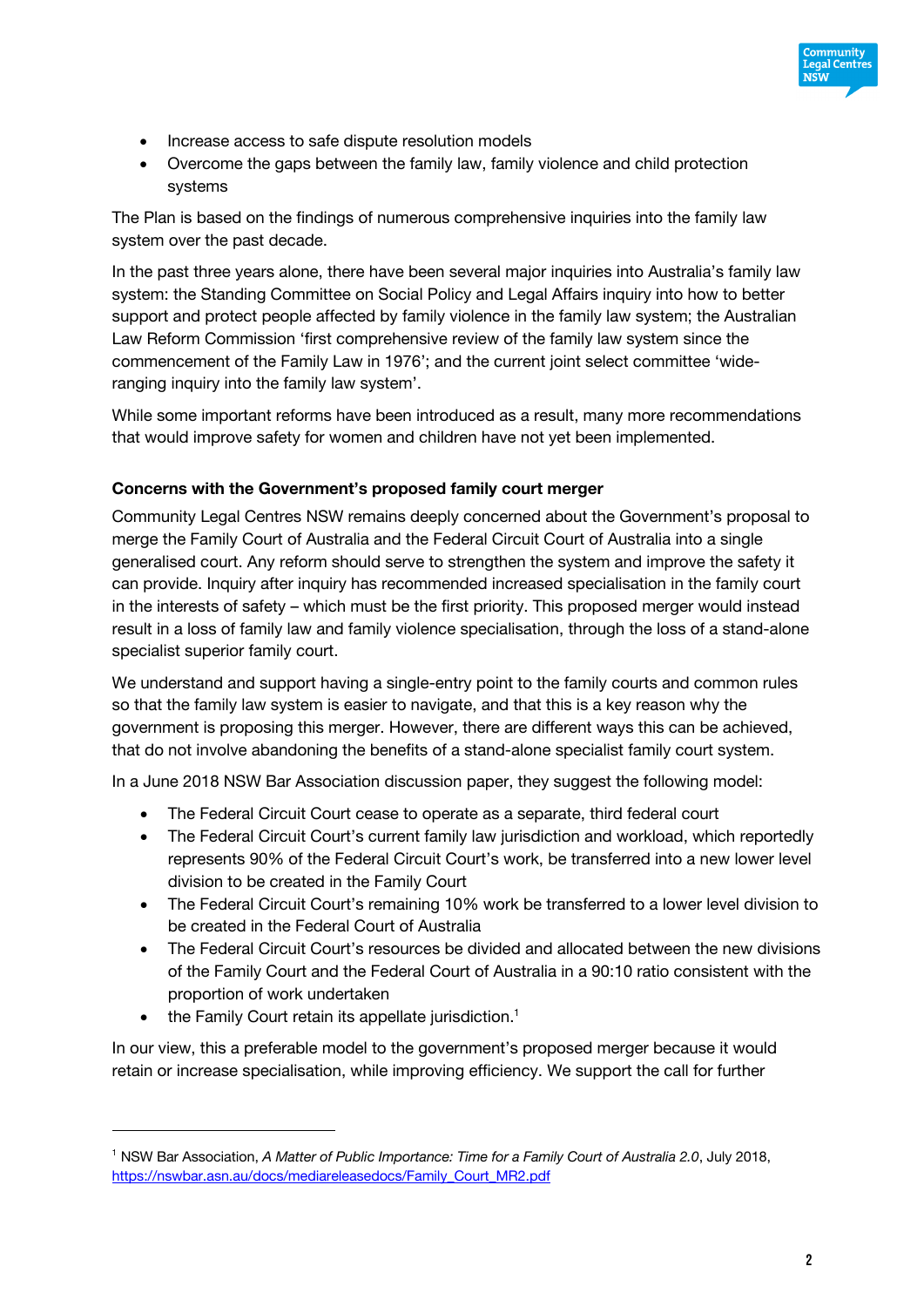- Increase access to safe dispute resolution models
- Overcome the gaps between the family law, family violence and child protection systems

The Plan is based on the findings of numerous comprehensive inquiries into the family law system over the past decade.

In the past three years alone, there have been several major inquiries into Australia's family law system: the Standing Committee on Social Policy and Legal Affairs inquiry into how to better support and protect people affected by family violence in the family law system; the Australian Law Reform Commission 'first comprehensive review of the family law system since the commencement of the Family Law in 1976'; and the current joint select committee 'wide-ranging inquiry into the family law system'.

While some important reforms have been introduced as a result, many more recommendations that would improve safety for women and children have not yet been implemented.

**Concerns with the Government's proposed family court merger**

Community Legal Centres NSW remains deeply concerned about the Government's proposal to merge the Family Court of Australia and the Federal Circuit Court of Australia into a single generalised court. Any reform should serve to strengthen the system and improve the safety it can provide. Inquiry after inquiry has recommended increased specialisation in the family court in the interests of safety – which must be the first priority. This proposed merger would instead result in a loss of family law and family violence specialisation, through the loss of a stand-alone specialist superior family court.

We understand and support having a single-entry point to the family courts and common rules so that the family law system is easier to navigate, and that this is a key reason why the government is proposing this merger. However, there are different ways this can be achieved, that do not involve abandoning the benefits of a stand-alone specialist family court system.

In a June 2018 NSW Bar Association discussion paper, they suggest the following model:

- The Federal Circuit Court cease to operate as a separate, third federal court
- The Federal Circuit Court's current family law jurisdiction and workload, which reportedly represents 90% of the Federal Circuit Court's work, be transferred into a new lower level division to be created in the Family Court
- The Federal Circuit Court's remaining 10% work be transferred to a lower level division to be created in the Federal Court of Australia
- The Federal Circuit Court's resources be divided and allocated between the new divisions of the Family Court and the Federal Court of Australia in a 90:10 ratio consistent with the proportion of work undertaken
- the Family Court retain its appellate jurisdiction.[1]

In our view, this a preferable model to the government's proposed merger because it would retain or increase specialisation, while improving efficiency. We support the call for further

---

[1] NSW Bar Association, *A Matter of Public Importance: Time for a Family Court of Australia 2.0*, July 2018, https://nswbar.asn.au/docs/mediareleasedocs/Family_Court_MR2.pdf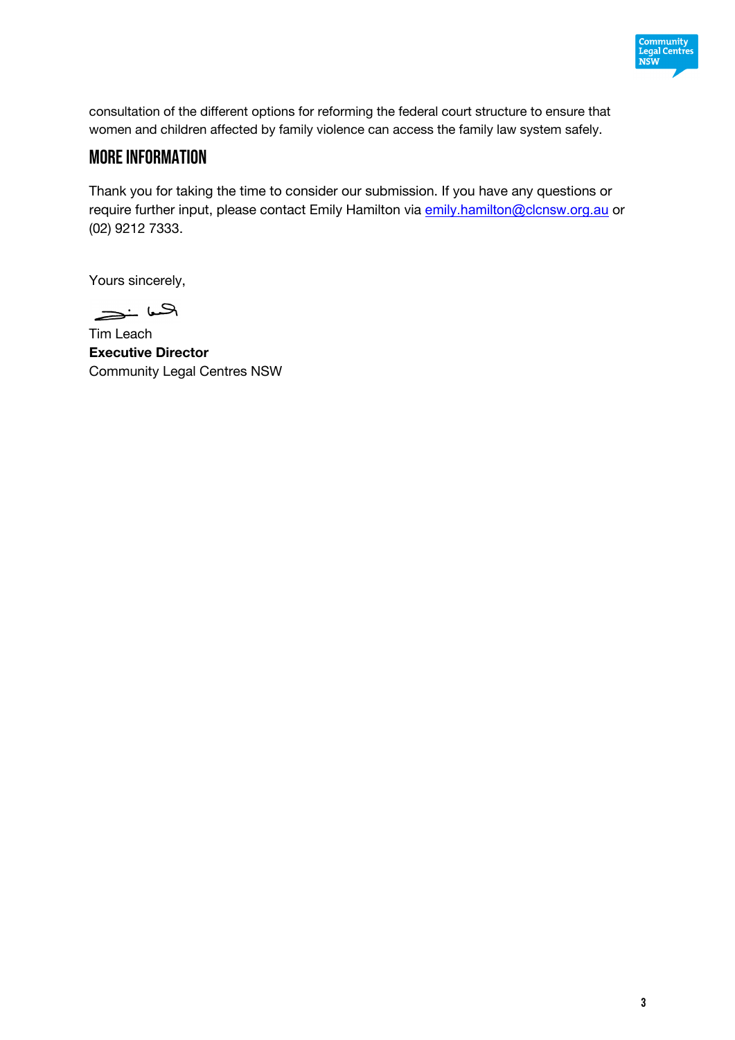consultation of the different options for reforming the federal court structure to ensure that women and children affected by family violence can access the family law system safely.

## More information

Thank you for taking the time to consider our submission. If you have any questions or require further input, please contact Emily Hamilton via emily.hamilton@clcnsw.org.au or (02) 9212 7333.

Yours sincerely,

Tim Leach
**Executive Director**
Community Legal Centres NSW